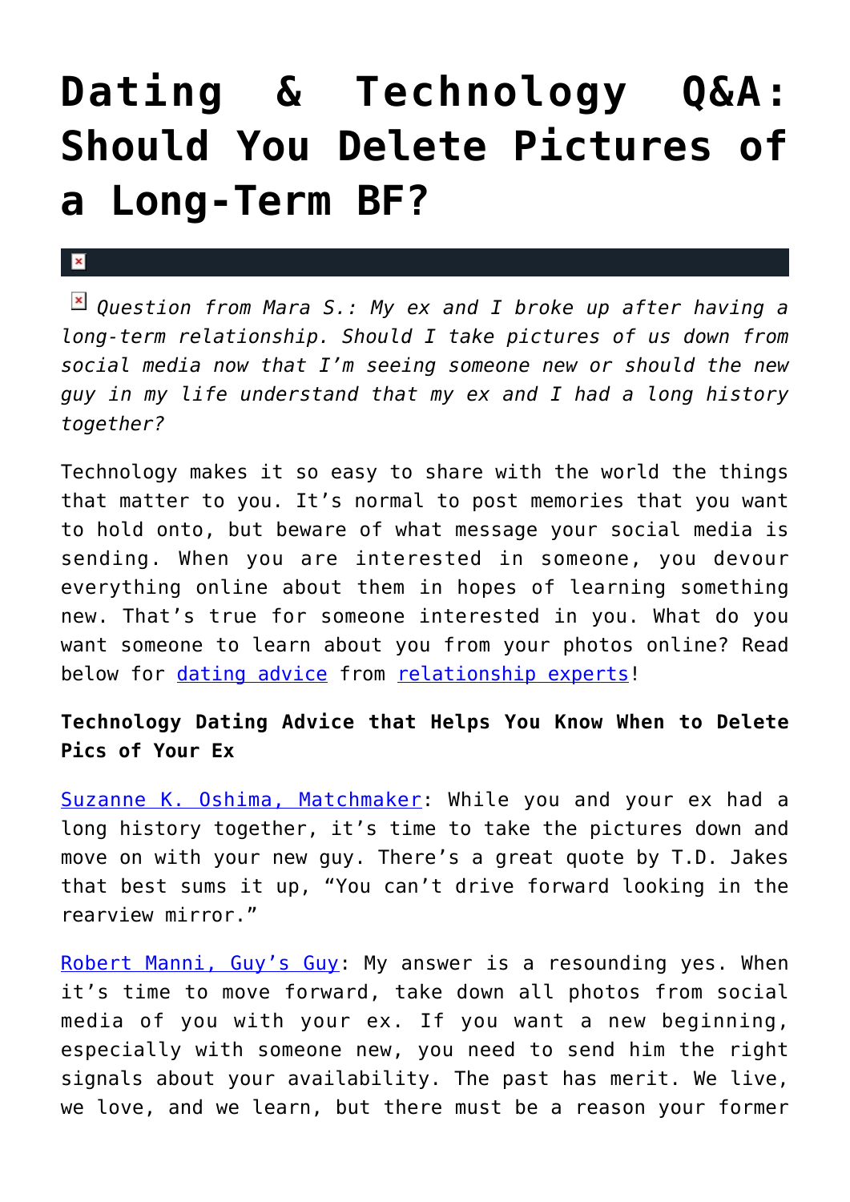# Dating & Technology Q&A: Should You Delete Pictures of a Long-Term BF?

*Question from Mara S.: My ex and I broke up after having a long-term relationship. Should I take pictures of us down from social media now that I'm seeing someone new or should the new guy in my life understand that my ex and I had a long history together?*

Technology makes it so easy to share with the world the things that matter to you. It's normal to post memories that you want to hold onto, but beware of what message your social media is sending. When you are interested in someone, you devour everything online about them in hopes of learning something new. That's true for someone interested in you. What do you want someone to learn about you from your photos online? Read below for dating advice from relationship experts!

**Technology Dating Advice that Helps You Know When to Delete Pics of Your Ex**

Suzanne K. Oshima, Matchmaker: While you and your ex had a long history together, it's time to take the pictures down and move on with your new guy. There's a great quote by T.D. Jakes that best sums it up, "You can't drive forward looking in the rearview mirror."

Robert Manni, Guy's Guy: My answer is a resounding yes. When it's time to move forward, take down all photos from social media of you with your ex. If you want a new beginning, especially with someone new, you need to send him the right signals about your availability. The past has merit. We live, we love, and we learn, but there must be a reason your former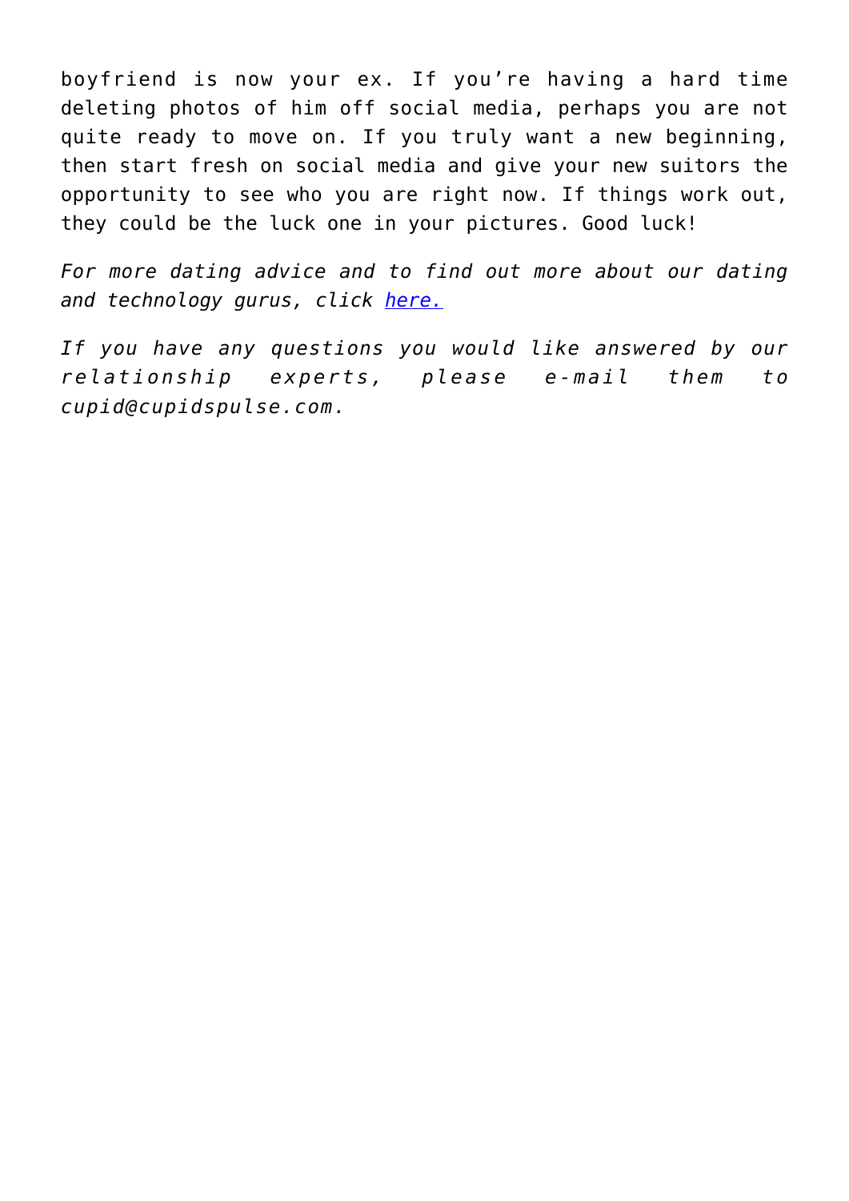boyfriend is now your ex. If you're having a hard time deleting photos of him off social media, perhaps you are not quite ready to move on. If you truly want a new beginning, then start fresh on social media and give your new suitors the opportunity to see who you are right now. If things work out, they could be the luck one in your pictures. Good luck!

*For more dating advice and to find out more about our dating and technology gurus, click [here.]()*

*If you have any questions you would like answered by our relationship experts, please e-mail them to cupid@cupidspulse.com.*